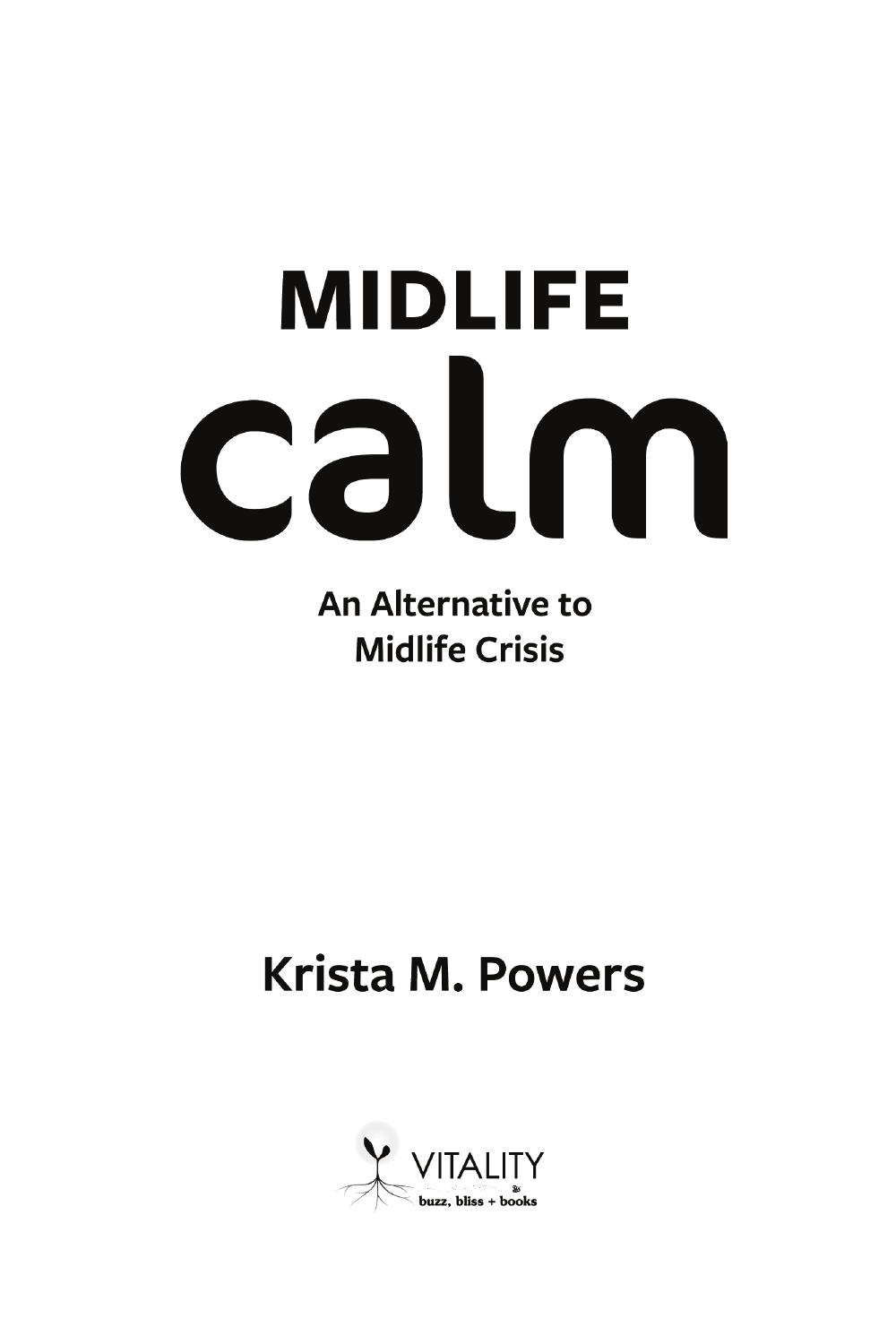# MIDLIFE calm

## An Alternative to Midlife Crisis

**Krista M. Powers**

VITALITY
buzz, bliss + books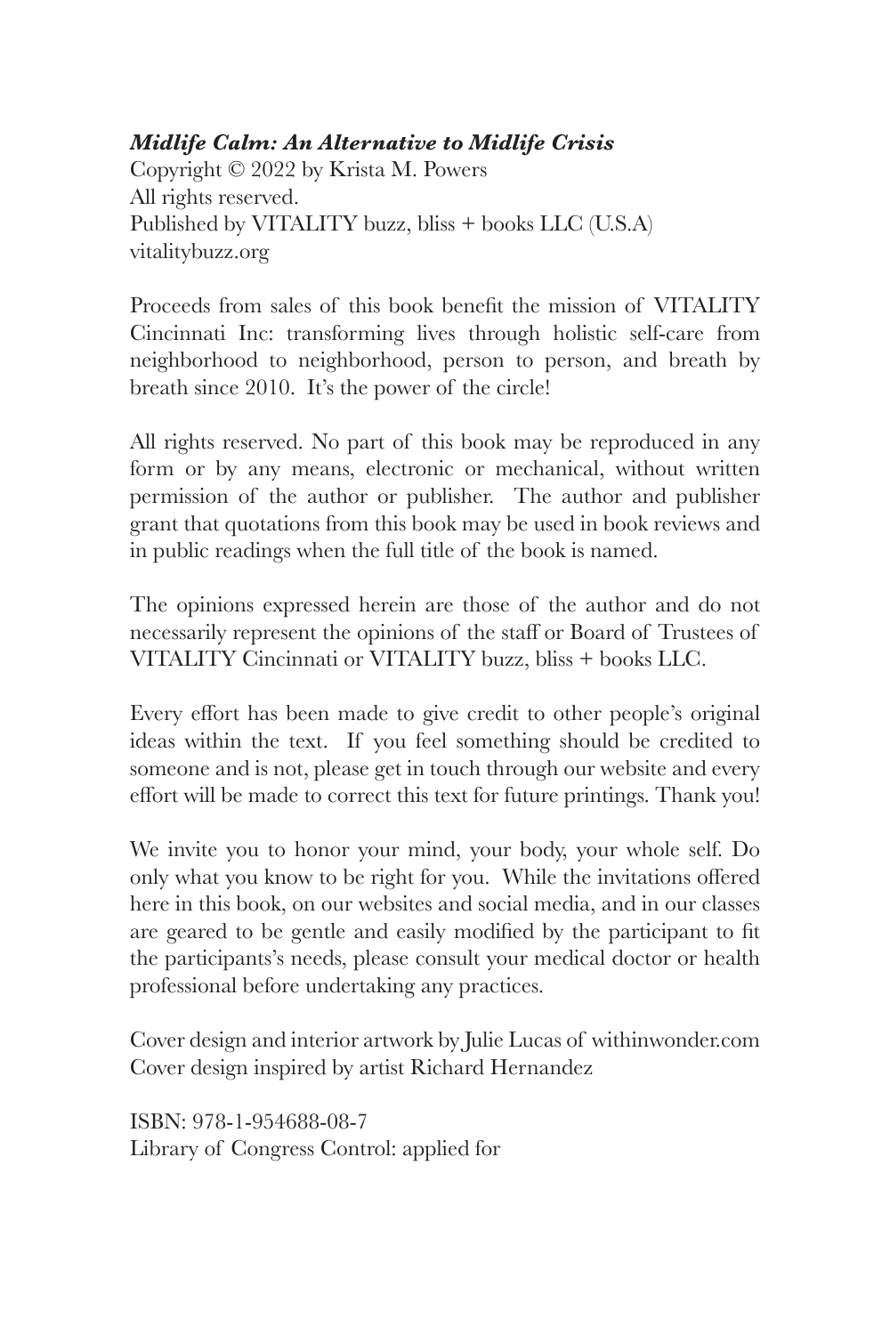***Midlife Calm: An Alternative to Midlife Crisis***
Copyright © 2022 by Krista M. Powers
All rights reserved.
Published by VITALITY buzz, bliss + books LLC (U.S.A)
vitalitybuzz.org

Proceeds from sales of this book benefit the mission of VITALITY Cincinnati Inc: transforming lives through holistic self-care from neighborhood to neighborhood, person to person, and breath by breath since 2010. It's the power of the circle!

All rights reserved. No part of this book may be reproduced in any form or by any means, electronic or mechanical, without written permission of the author or publisher. The author and publisher grant that quotations from this book may be used in book reviews and in public readings when the full title of the book is named.

The opinions expressed herein are those of the author and do not necessarily represent the opinions of the staff or Board of Trustees of VITALITY Cincinnati or VITALITY buzz, bliss + books LLC.

Every effort has been made to give credit to other people's original ideas within the text. If you feel something should be credited to someone and is not, please get in touch through our website and every effort will be made to correct this text for future printings. Thank you!

We invite you to honor your mind, your body, your whole self. Do only what you know to be right for you. While the invitations offered here in this book, on our websites and social media, and in our classes are geared to be gentle and easily modified by the participant to fit the participants's needs, please consult your medical doctor or health professional before undertaking any practices.

Cover design and interior artwork by Julie Lucas of withinwonder.com
Cover design inspired by artist Richard Hernandez

ISBN: 978-1-954688-08-7
Library of Congress Control: applied for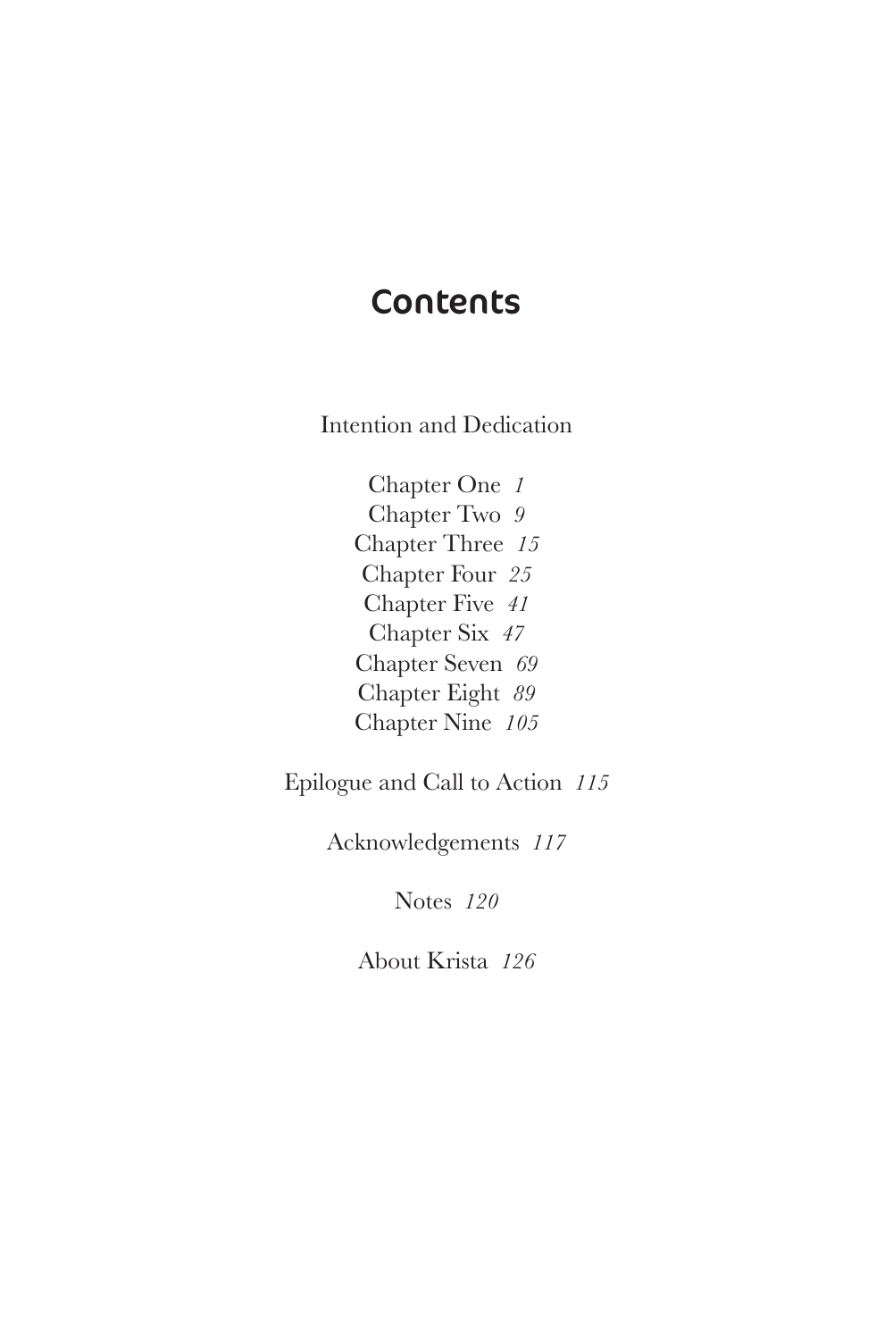# Contents

Intention and Dedication

Chapter One *1*
Chapter Two *9*
Chapter Three *15*
Chapter Four *25*
Chapter Five *41*
Chapter Six *47*
Chapter Seven *69*
Chapter Eight *89*
Chapter Nine *105*

Epilogue and Call to Action *115*

Acknowledgements *117*

Notes *120*

About Krista *126*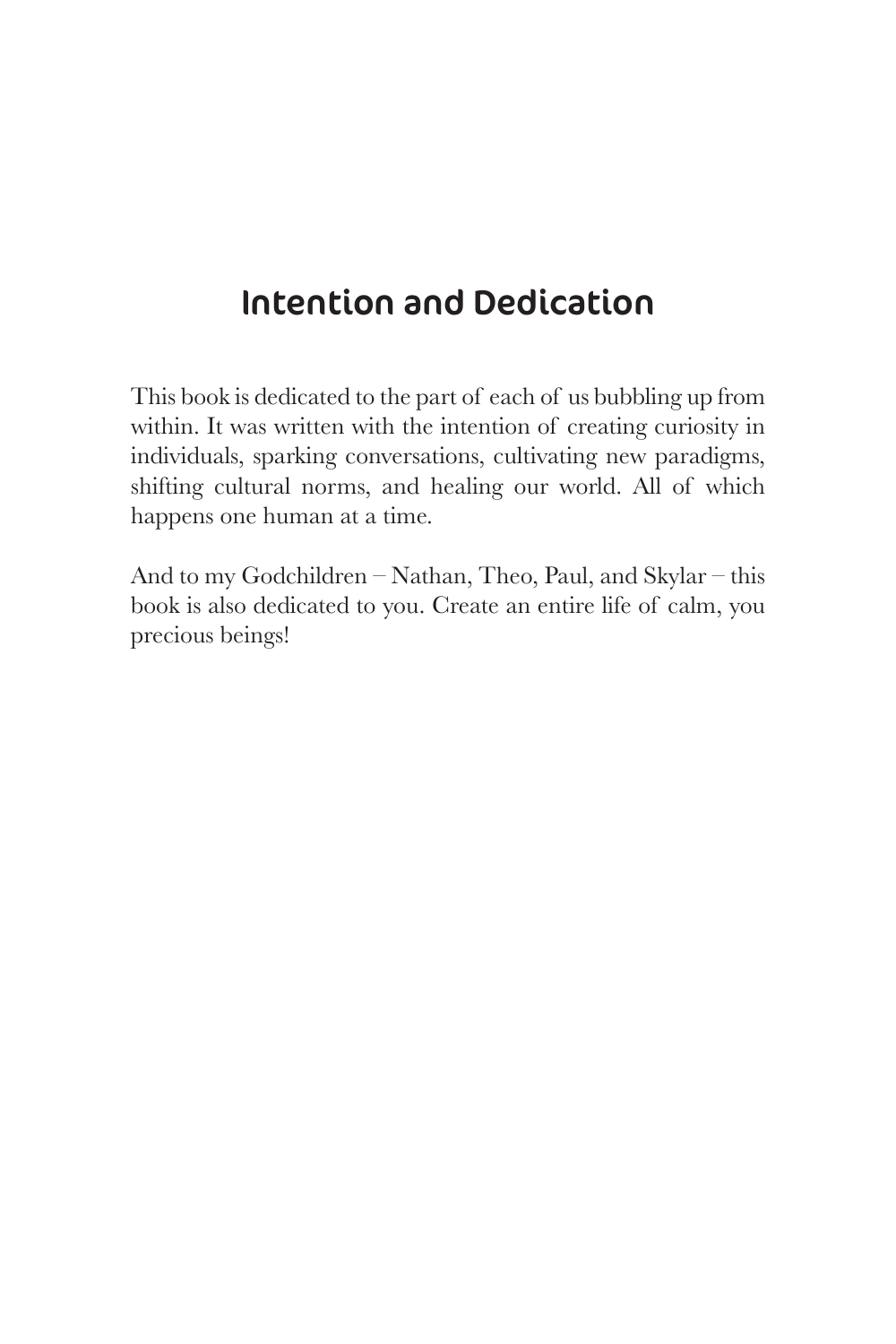# Intention and Dedication

This book is dedicated to the part of each of us bubbling up from within. It was written with the intention of creating curiosity in individuals, sparking conversations, cultivating new paradigms, shifting cultural norms, and healing our world. All of which happens one human at a time.

And to my Godchildren – Nathan, Theo, Paul, and Skylar – this book is also dedicated to you. Create an entire life of calm, you precious beings!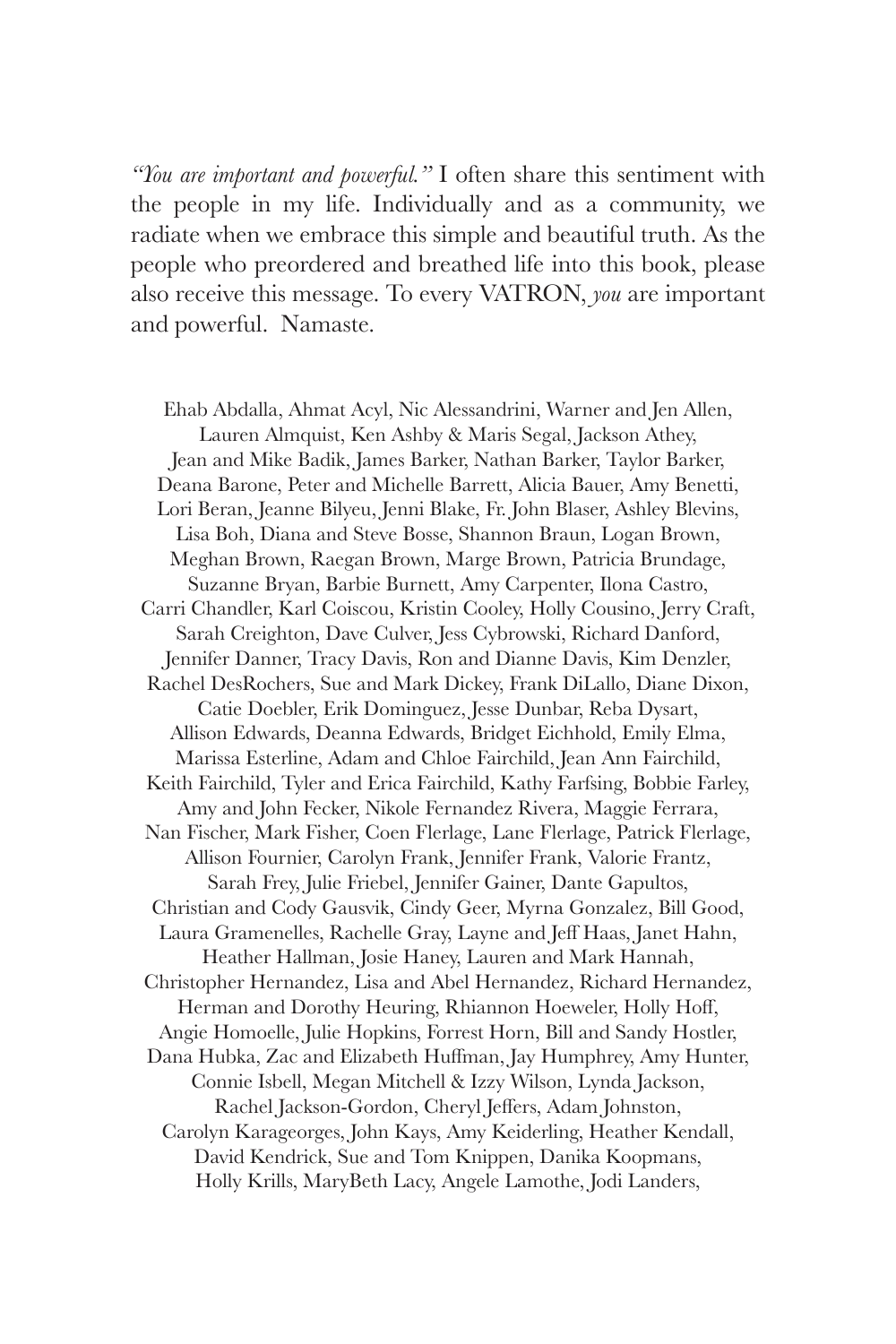*"You are important and powerful."* I often share this sentiment with the people in my life. Individually and as a community, we radiate when we embrace this simple and beautiful truth. As the people who preordered and breathed life into this book, please also receive this message. To every VATRON, *you* are important and powerful. Namaste.

Ehab Abdalla, Ahmat Acyl, Nic Alessandrini, Warner and Jen Allen, Lauren Almquist, Ken Ashby & Maris Segal, Jackson Athey, Jean and Mike Badik, James Barker, Nathan Barker, Taylor Barker, Deana Barone, Peter and Michelle Barrett, Alicia Bauer, Amy Benetti, Lori Beran, Jeanne Bilyeu, Jenni Blake, Fr. John Blaser, Ashley Blevins, Lisa Boh, Diana and Steve Bosse, Shannon Braun, Logan Brown, Meghan Brown, Raegan Brown, Marge Brown, Patricia Brundage, Suzanne Bryan, Barbie Burnett, Amy Carpenter, Ilona Castro, Carri Chandler, Karl Coiscou, Kristin Cooley, Holly Cousino, Jerry Craft, Sarah Creighton, Dave Culver, Jess Cybrowski, Richard Danford, Jennifer Danner, Tracy Davis, Ron and Dianne Davis, Kim Denzler, Rachel DesRochers, Sue and Mark Dickey, Frank DiLallo, Diane Dixon, Catie Doebler, Erik Dominguez, Jesse Dunbar, Reba Dysart, Allison Edwards, Deanna Edwards, Bridget Eichhold, Emily Elma, Marissa Esterline, Adam and Chloe Fairchild, Jean Ann Fairchild, Keith Fairchild, Tyler and Erica Fairchild, Kathy Farfsing, Bobbie Farley, Amy and John Fecker, Nikole Fernandez Rivera, Maggie Ferrara, Nan Fischer, Mark Fisher, Coen Flerlage, Lane Flerlage, Patrick Flerlage, Allison Fournier, Carolyn Frank, Jennifer Frank, Valorie Frantz, Sarah Frey, Julie Friebel, Jennifer Gainer, Dante Gapultos, Christian and Cody Gausvik, Cindy Geer, Myrna Gonzalez, Bill Good, Laura Gramenelles, Rachelle Gray, Layne and Jeff Haas, Janet Hahn, Heather Hallman, Josie Haney, Lauren and Mark Hannah, Christopher Hernandez, Lisa and Abel Hernandez, Richard Hernandez, Herman and Dorothy Heuring, Rhiannon Hoeweler, Holly Hoff, Angie Homoelle, Julie Hopkins, Forrest Horn, Bill and Sandy Hostler, Dana Hubka, Zac and Elizabeth Huffman, Jay Humphrey, Amy Hunter, Connie Isbell, Megan Mitchell & Izzy Wilson, Lynda Jackson, Rachel Jackson-Gordon, Cheryl Jeffers, Adam Johnston, Carolyn Karageorges, John Kays, Amy Keiderling, Heather Kendall, David Kendrick, Sue and Tom Knippen, Danika Koopmans, Holly Krills, MaryBeth Lacy, Angele Lamothe, Jodi Landers,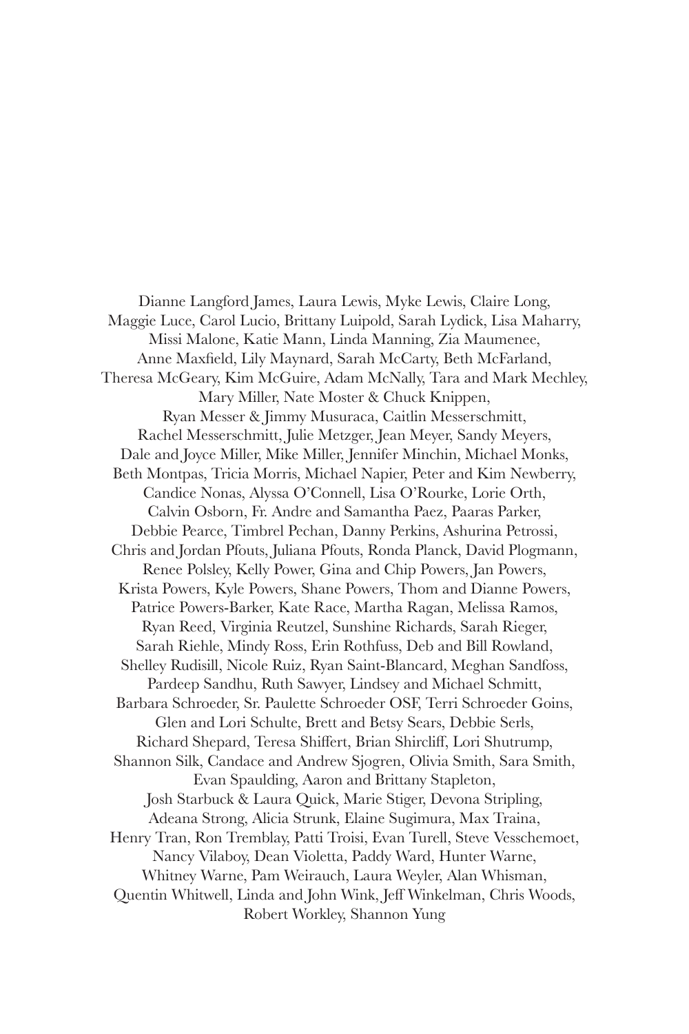Dianne Langford James, Laura Lewis, Myke Lewis, Claire Long, Maggie Luce, Carol Lucio, Brittany Luipold, Sarah Lydick, Lisa Maharry, Missi Malone, Katie Mann, Linda Manning, Zia Maumenee, Anne Maxfield, Lily Maynard, Sarah McCarty, Beth McFarland, Theresa McGeary, Kim McGuire, Adam McNally, Tara and Mark Mechley, Mary Miller, Nate Moster & Chuck Knippen, Ryan Messer & Jimmy Musuraca, Caitlin Messerschmitt, Rachel Messerschmitt, Julie Metzger, Jean Meyer, Sandy Meyers, Dale and Joyce Miller, Mike Miller, Jennifer Minchin, Michael Monks, Beth Montpas, Tricia Morris, Michael Napier, Peter and Kim Newberry, Candice Nonas, Alyssa O'Connell, Lisa O'Rourke, Lorie Orth, Calvin Osborn, Fr. Andre and Samantha Paez, Paaras Parker, Debbie Pearce, Timbrel Pechan, Danny Perkins, Ashurina Petrossi, Chris and Jordan Pfouts, Juliana Pfouts, Ronda Planck, David Plogmann, Renee Polsley, Kelly Power, Gina and Chip Powers, Jan Powers, Krista Powers, Kyle Powers, Shane Powers, Thom and Dianne Powers, Patrice Powers-Barker, Kate Race, Martha Ragan, Melissa Ramos, Ryan Reed, Virginia Reutzel, Sunshine Richards, Sarah Rieger, Sarah Riehle, Mindy Ross, Erin Rothfuss, Deb and Bill Rowland, Shelley Rudisill, Nicole Ruiz, Ryan Saint-Blancard, Meghan Sandfoss, Pardeep Sandhu, Ruth Sawyer, Lindsey and Michael Schmitt, Barbara Schroeder, Sr. Paulette Schroeder OSF, Terri Schroeder Goins, Glen and Lori Schulte, Brett and Betsy Sears, Debbie Serls, Richard Shepard, Teresa Shiffert, Brian Shircliff, Lori Shutrump, Shannon Silk, Candace and Andrew Sjogren, Olivia Smith, Sara Smith, Evan Spaulding, Aaron and Brittany Stapleton, Josh Starbuck & Laura Quick, Marie Stiger, Devona Stripling, Adeana Strong, Alicia Strunk, Elaine Sugimura, Max Traina, Henry Tran, Ron Tremblay, Patti Troisi, Evan Turell, Steve Vesschemoet, Nancy Vilaboy, Dean Violetta, Paddy Ward, Hunter Warne, Whitney Warne, Pam Weirauch, Laura Weyler, Alan Whisman, Quentin Whitwell, Linda and John Wink, Jeff Winkelman, Chris Woods, Robert Workley, Shannon Yung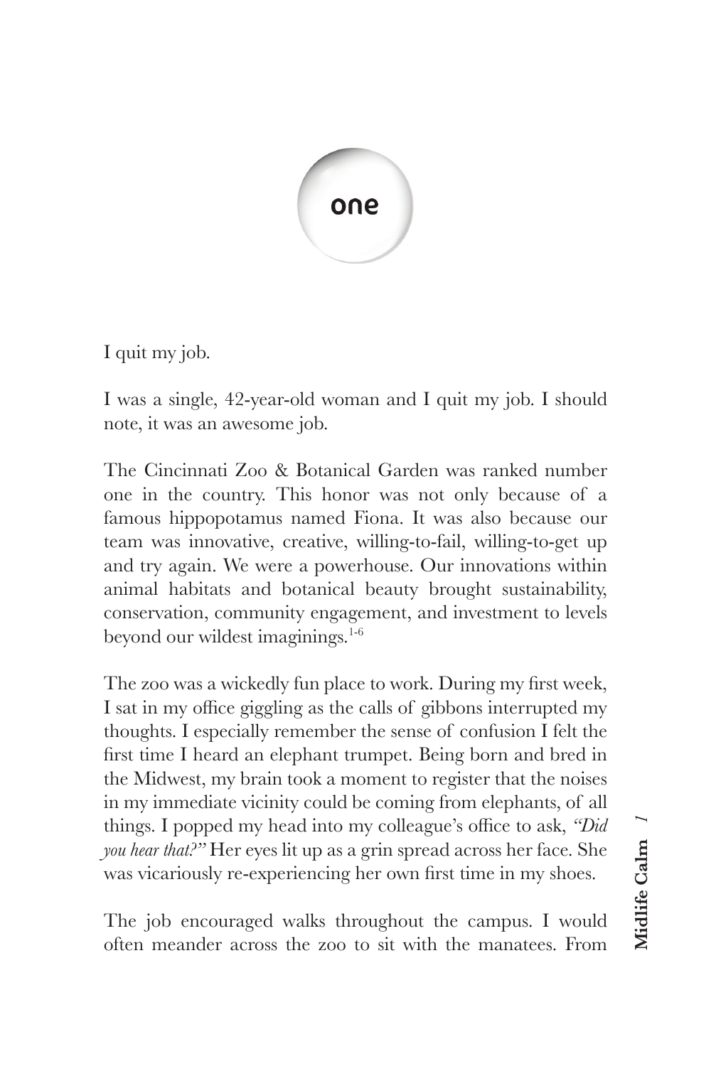# one

I quit my job.

I was a single, 42-year-old woman and I quit my job. I should note, it was an awesome job.

The Cincinnati Zoo & Botanical Garden was ranked number one in the country. This honor was not only because of a famous hippopotamus named Fiona. It was also because our team was innovative, creative, willing-to-fail, willing-to-get up and try again. We were a powerhouse. Our innovations within animal habitats and botanical beauty brought sustainability, conservation, community engagement, and investment to levels beyond our wildest imaginings.[1-6]

The zoo was a wickedly fun place to work. During my first week, I sat in my office giggling as the calls of gibbons interrupted my thoughts. I especially remember the sense of confusion I felt the first time I heard an elephant trumpet. Being born and bred in the Midwest, my brain took a moment to register that the noises in my immediate vicinity could be coming from elephants, of all things. I popped my head into my colleague's office to ask, *"Did you hear that?"* Her eyes lit up as a grin spread across her face. She was vicariously re-experiencing her own first time in my shoes.

The job encouraged walks throughout the campus. I would often meander across the zoo to sit with the manatees. From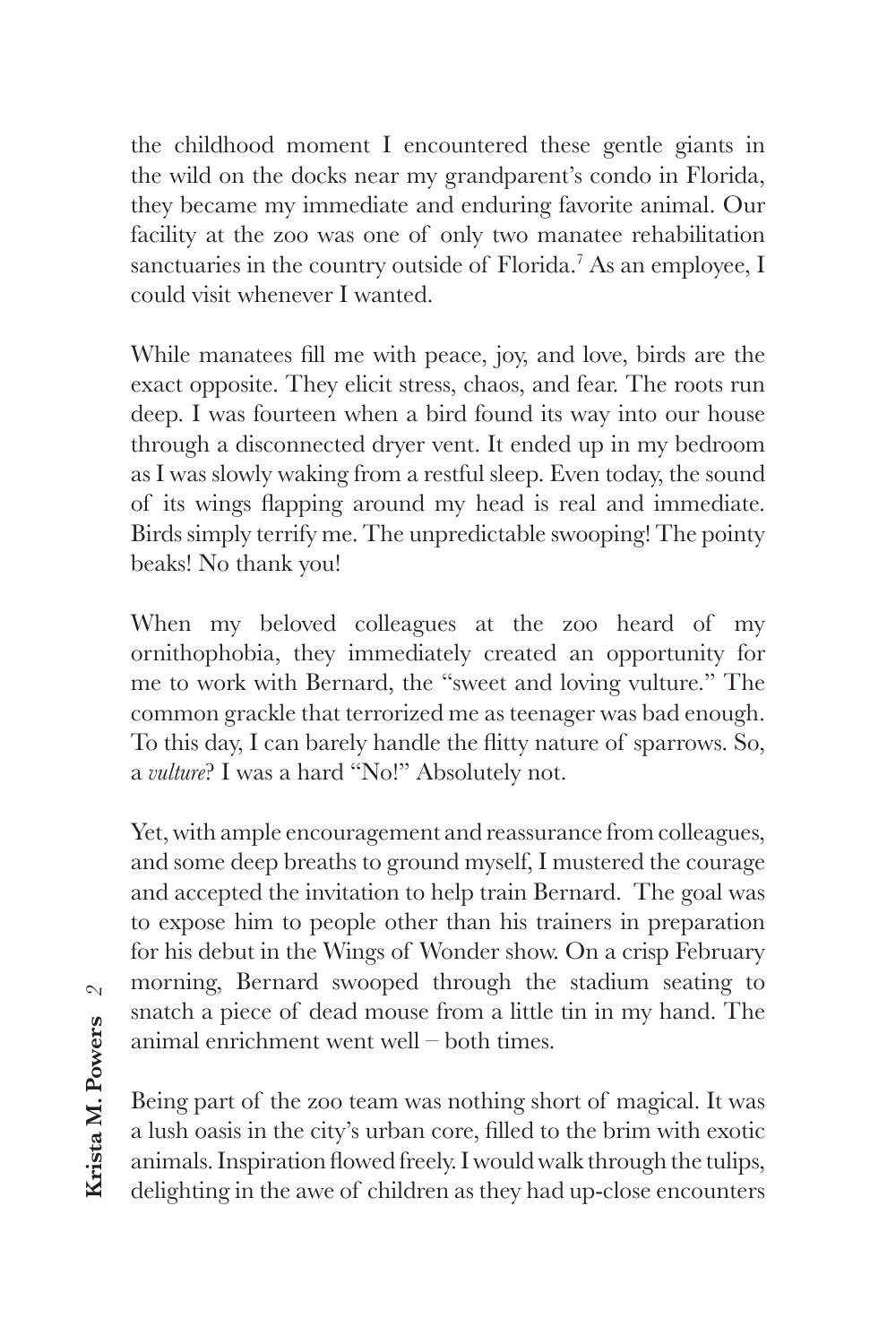the childhood moment I encountered these gentle giants in the wild on the docks near my grandparent's condo in Florida, they became my immediate and enduring favorite animal. Our facility at the zoo was one of only two manatee rehabilitation sanctuaries in the country outside of Florida.[7] As an employee, I could visit whenever I wanted.

While manatees fill me with peace, joy, and love, birds are the exact opposite. They elicit stress, chaos, and fear. The roots run deep. I was fourteen when a bird found its way into our house through a disconnected dryer vent. It ended up in my bedroom as I was slowly waking from a restful sleep. Even today, the sound of its wings flapping around my head is real and immediate. Birds simply terrify me. The unpredictable swooping! The pointy beaks! No thank you!

When my beloved colleagues at the zoo heard of my ornithophobia, they immediately created an opportunity for me to work with Bernard, the "sweet and loving vulture." The common grackle that terrorized me as teenager was bad enough. To this day, I can barely handle the flitty nature of sparrows. So, a *vulture*? I was a hard "No!" Absolutely not.

Yet, with ample encouragement and reassurance from colleagues, and some deep breaths to ground myself, I mustered the courage and accepted the invitation to help train Bernard. The goal was to expose him to people other than his trainers in preparation for his debut in the Wings of Wonder show. On a crisp February morning, Bernard swooped through the stadium seating to snatch a piece of dead mouse from a little tin in my hand. The animal enrichment went well – both times.

Being part of the zoo team was nothing short of magical. It was a lush oasis in the city's urban core, filled to the brim with exotic animals. Inspiration flowed freely. I would walk through the tulips, delighting in the awe of children as they had up-close encounters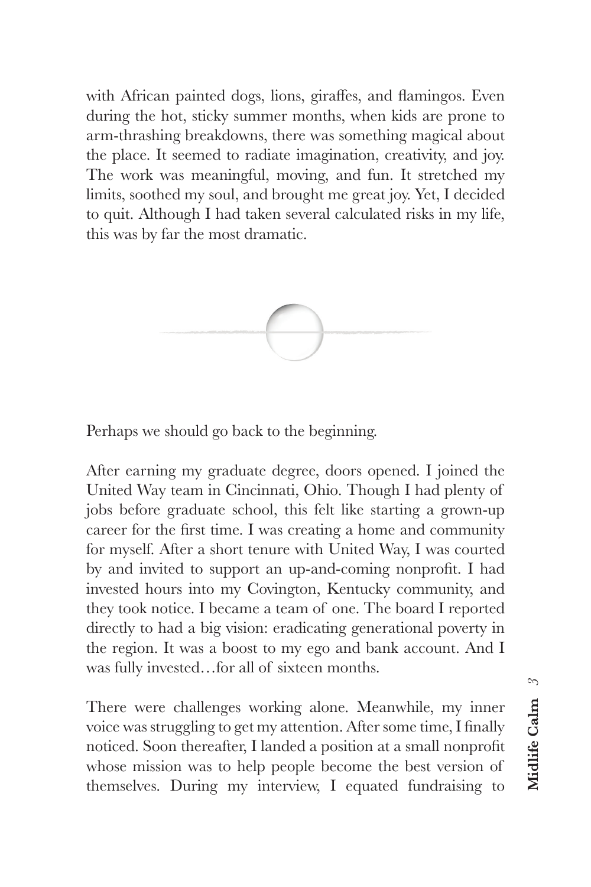with African painted dogs, lions, giraffes, and flamingos. Even during the hot, sticky summer months, when kids are prone to arm-thrashing breakdowns, there was something magical about the place. It seemed to radiate imagination, creativity, and joy. The work was meaningful, moving, and fun. It stretched my limits, soothed my soul, and brought me great joy. Yet, I decided to quit. Although I had taken several calculated risks in my life, this was by far the most dramatic.

Perhaps we should go back to the beginning.

After earning my graduate degree, doors opened. I joined the United Way team in Cincinnati, Ohio. Though I had plenty of jobs before graduate school, this felt like starting a grown-up career for the first time. I was creating a home and community for myself. After a short tenure with United Way, I was courted by and invited to support an up-and-coming nonprofit. I had invested hours into my Covington, Kentucky community, and they took notice. I became a team of one. The board I reported directly to had a big vision: eradicating generational poverty in the region. It was a boost to my ego and bank account. And I was fully invested…for all of sixteen months.

There were challenges working alone. Meanwhile, my inner voice was struggling to get my attention. After some time, I finally noticed. Soon thereafter, I landed a position at a small nonprofit whose mission was to help people become the best version of themselves. During my interview, I equated fundraising to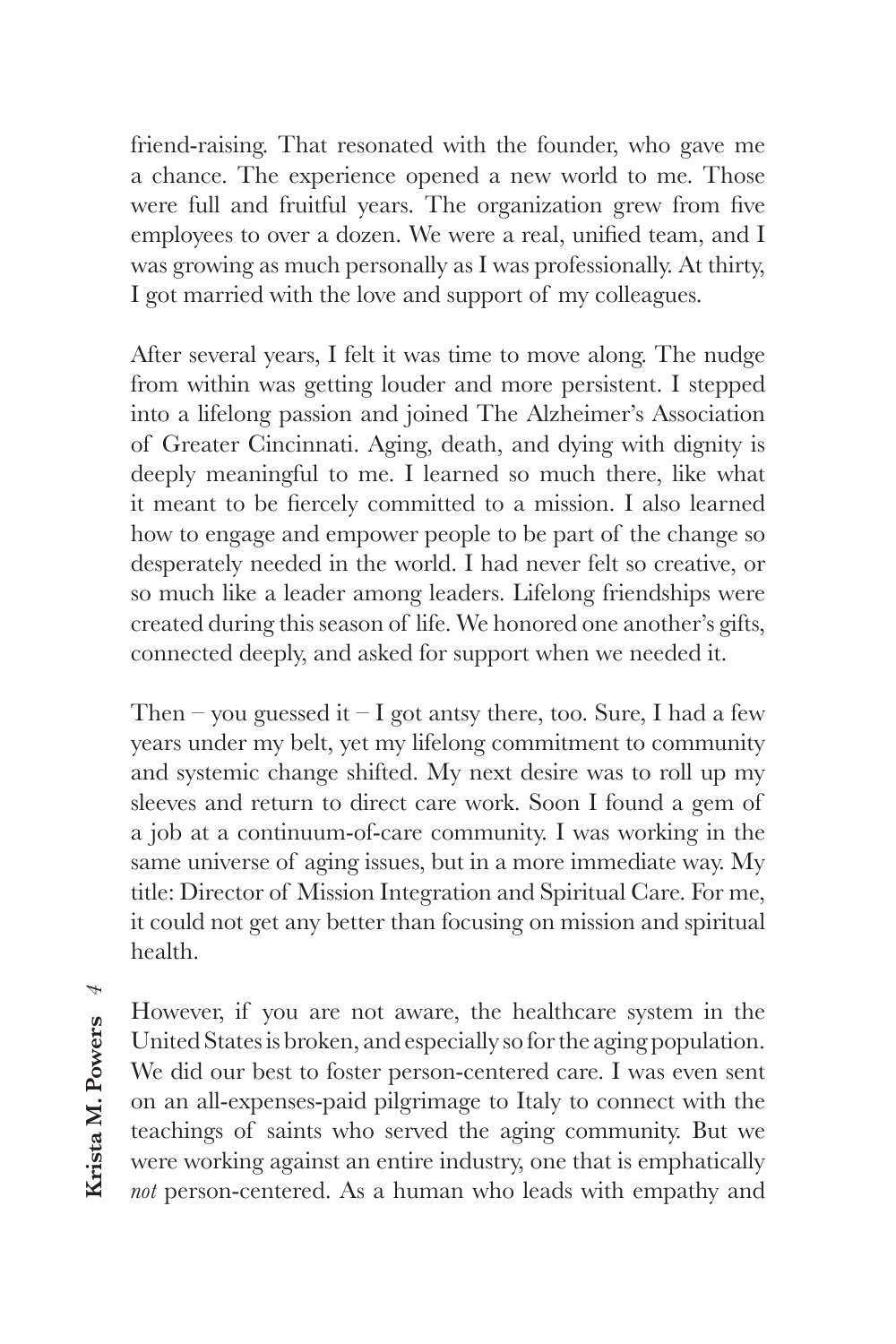friend-raising. That resonated with the founder, who gave me a chance. The experience opened a new world to me. Those were full and fruitful years. The organization grew from five employees to over a dozen. We were a real, unified team, and I was growing as much personally as I was professionally. At thirty, I got married with the love and support of my colleagues.

After several years, I felt it was time to move along. The nudge from within was getting louder and more persistent. I stepped into a lifelong passion and joined The Alzheimer's Association of Greater Cincinnati. Aging, death, and dying with dignity is deeply meaningful to me. I learned so much there, like what it meant to be fiercely committed to a mission. I also learned how to engage and empower people to be part of the change so desperately needed in the world. I had never felt so creative, or so much like a leader among leaders. Lifelong friendships were created during this season of life. We honored one another's gifts, connected deeply, and asked for support when we needed it.

Then – you guessed it – I got antsy there, too. Sure, I had a few years under my belt, yet my lifelong commitment to community and systemic change shifted. My next desire was to roll up my sleeves and return to direct care work. Soon I found a gem of a job at a continuum-of-care community. I was working in the same universe of aging issues, but in a more immediate way. My title: Director of Mission Integration and Spiritual Care. For me, it could not get any better than focusing on mission and spiritual health.

However, if you are not aware, the healthcare system in the United States is broken, and especially so for the aging population. We did our best to foster person-centered care. I was even sent on an all-expenses-paid pilgrimage to Italy to connect with the teachings of saints who served the aging community. But we were working against an entire industry, one that is emphatically *not* person-centered. As a human who leads with empathy and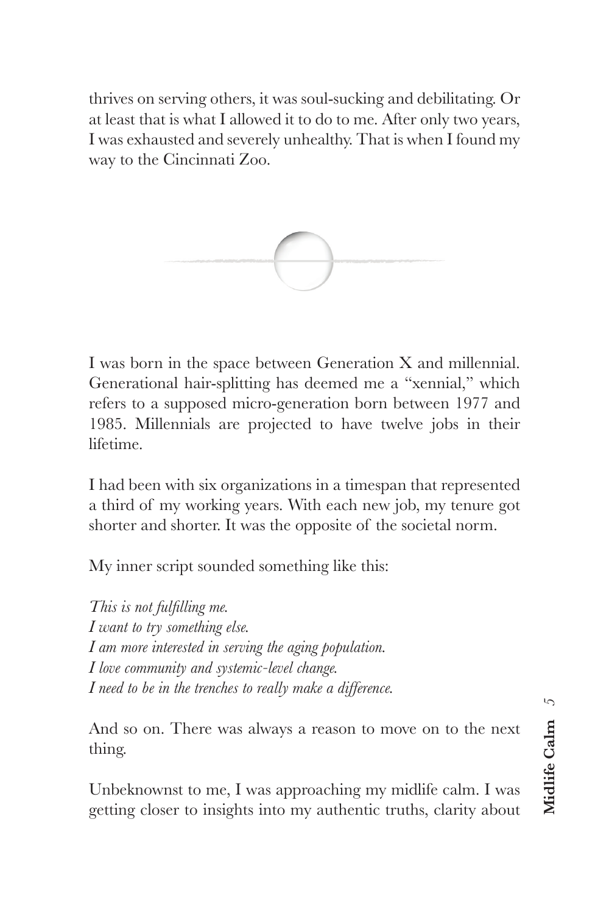thrives on serving others, it was soul-sucking and debilitating. Or at least that is what I allowed it to do to me. After only two years, I was exhausted and severely unhealthy. That is when I found my way to the Cincinnati Zoo.

I was born in the space between Generation X and millennial. Generational hair-splitting has deemed me a "xennial," which refers to a supposed micro-generation born between 1977 and 1985. Millennials are projected to have twelve jobs in their lifetime.

I had been with six organizations in a timespan that represented a third of my working years. With each new job, my tenure got shorter and shorter. It was the opposite of the societal norm.

My inner script sounded something like this:

*This is not fulfilling me.*  
*I want to try something else.*  
*I am more interested in serving the aging population.*  
*I love community and systemic-level change.*  
*I need to be in the trenches to really make a difference.*

And so on. There was always a reason to move on to the next thing.

Unbeknownst to me, I was approaching my midlife calm. I was getting closer to insights into my authentic truths, clarity about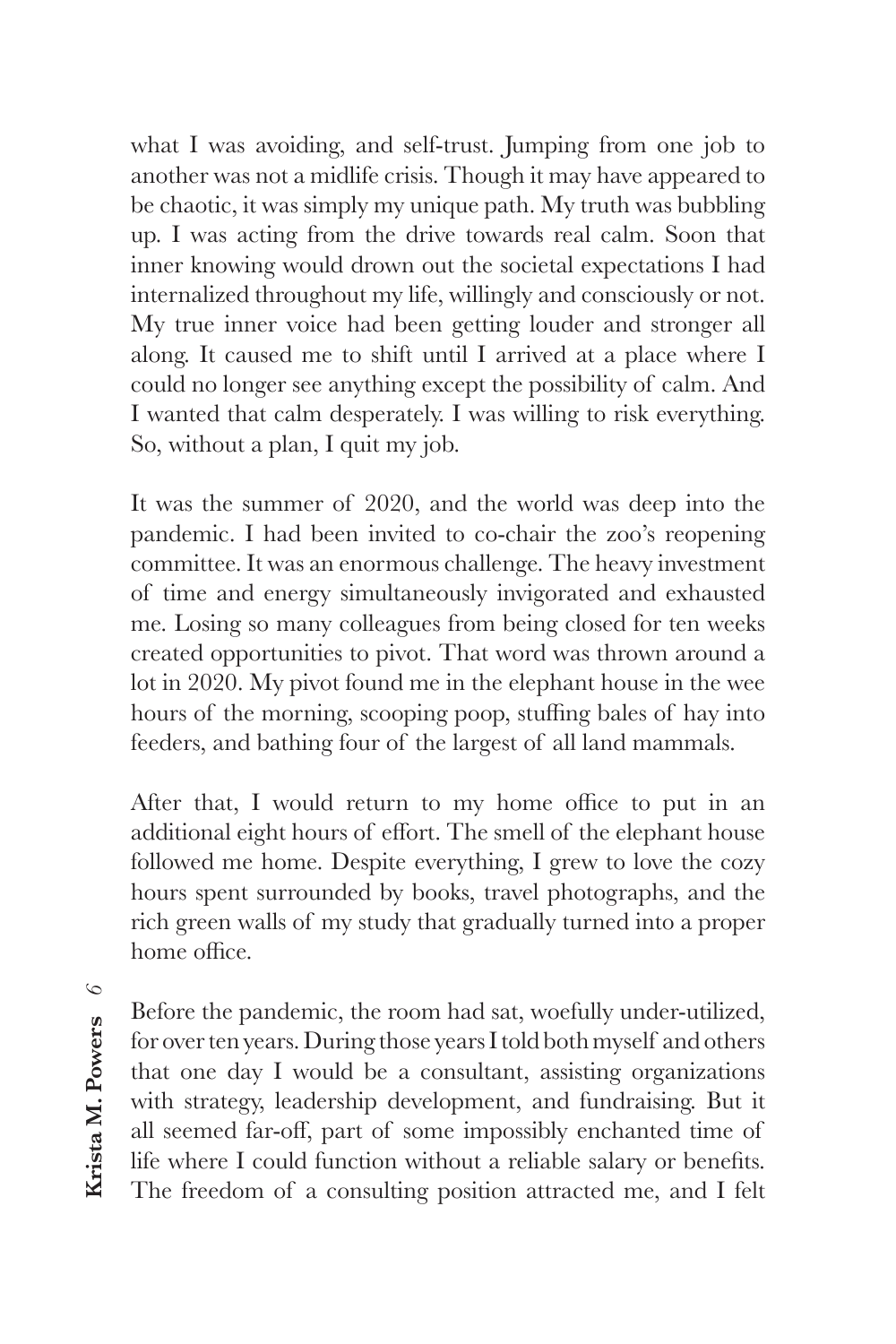what I was avoiding, and self-trust. Jumping from one job to another was not a midlife crisis. Though it may have appeared to be chaotic, it was simply my unique path. My truth was bubbling up. I was acting from the drive towards real calm. Soon that inner knowing would drown out the societal expectations I had internalized throughout my life, willingly and consciously or not. My true inner voice had been getting louder and stronger all along. It caused me to shift until I arrived at a place where I could no longer see anything except the possibility of calm. And I wanted that calm desperately. I was willing to risk everything. So, without a plan, I quit my job.

It was the summer of 2020, and the world was deep into the pandemic. I had been invited to co-chair the zoo's reopening committee. It was an enormous challenge. The heavy investment of time and energy simultaneously invigorated and exhausted me. Losing so many colleagues from being closed for ten weeks created opportunities to pivot. That word was thrown around a lot in 2020. My pivot found me in the elephant house in the wee hours of the morning, scooping poop, stuffing bales of hay into feeders, and bathing four of the largest of all land mammals.

After that, I would return to my home office to put in an additional eight hours of effort. The smell of the elephant house followed me home. Despite everything, I grew to love the cozy hours spent surrounded by books, travel photographs, and the rich green walls of my study that gradually turned into a proper home office.

Before the pandemic, the room had sat, woefully under-utilized, for over ten years. During those years I told both myself and others that one day I would be a consultant, assisting organizations with strategy, leadership development, and fundraising. But it all seemed far-off, part of some impossibly enchanted time of life where I could function without a reliable salary or benefits. The freedom of a consulting position attracted me, and I felt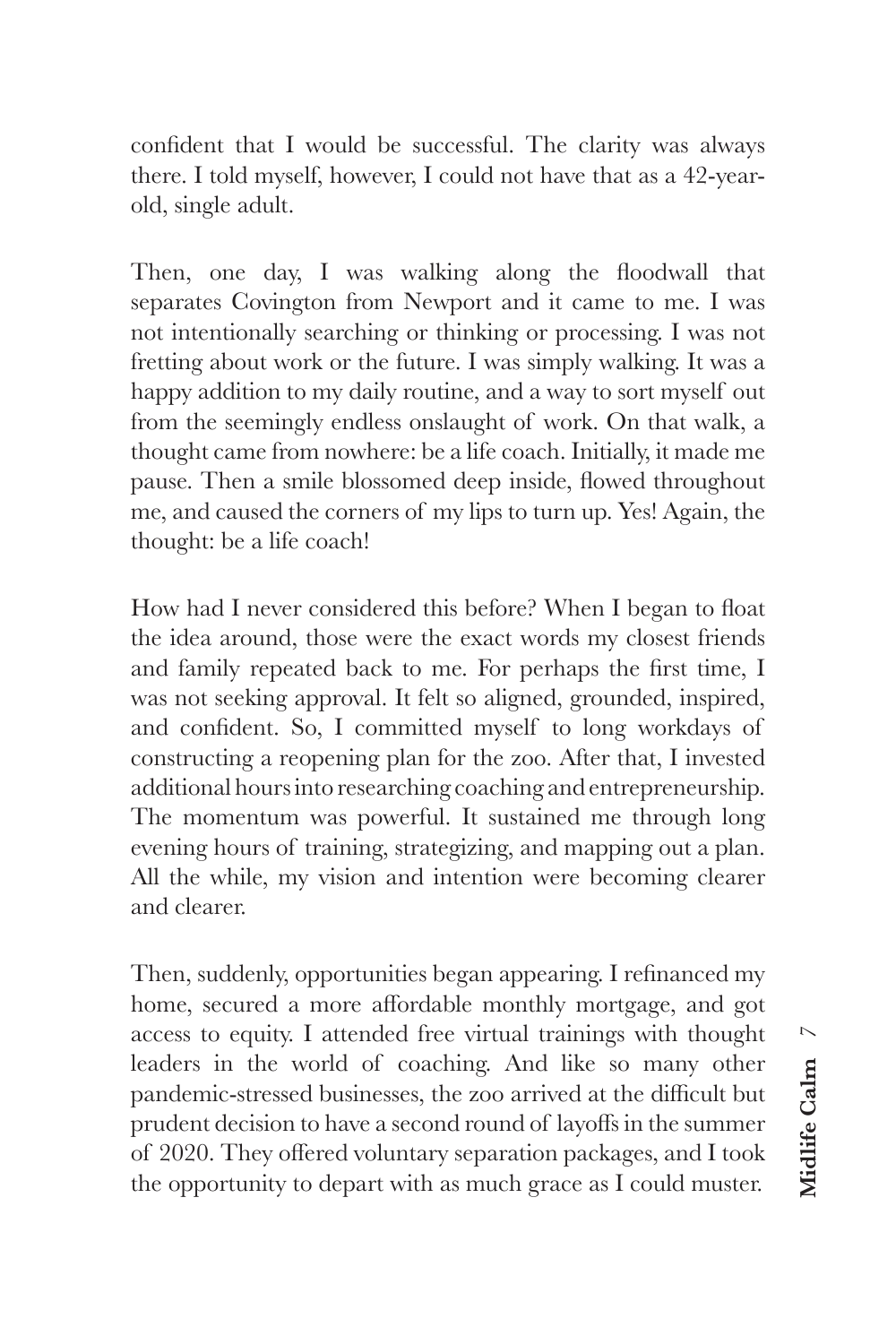confident that I would be successful. The clarity was always there. I told myself, however, I could not have that as a 42-year-old, single adult.

Then, one day, I was walking along the floodwall that separates Covington from Newport and it came to me. I was not intentionally searching or thinking or processing. I was not fretting about work or the future. I was simply walking. It was a happy addition to my daily routine, and a way to sort myself out from the seemingly endless onslaught of work. On that walk, a thought came from nowhere: be a life coach. Initially, it made me pause. Then a smile blossomed deep inside, flowed throughout me, and caused the corners of my lips to turn up. Yes! Again, the thought: be a life coach!

How had I never considered this before? When I began to float the idea around, those were the exact words my closest friends and family repeated back to me. For perhaps the first time, I was not seeking approval. It felt so aligned, grounded, inspired, and confident. So, I committed myself to long workdays of constructing a reopening plan for the zoo. After that, I invested additional hours into researching coaching and entrepreneurship. The momentum was powerful. It sustained me through long evening hours of training, strategizing, and mapping out a plan. All the while, my vision and intention were becoming clearer and clearer.

Then, suddenly, opportunities began appearing. I refinanced my home, secured a more affordable monthly mortgage, and got access to equity. I attended free virtual trainings with thought leaders in the world of coaching. And like so many other pandemic-stressed businesses, the zoo arrived at the difficult but prudent decision to have a second round of layoffs in the summer of 2020. They offered voluntary separation packages, and I took the opportunity to depart with as much grace as I could muster.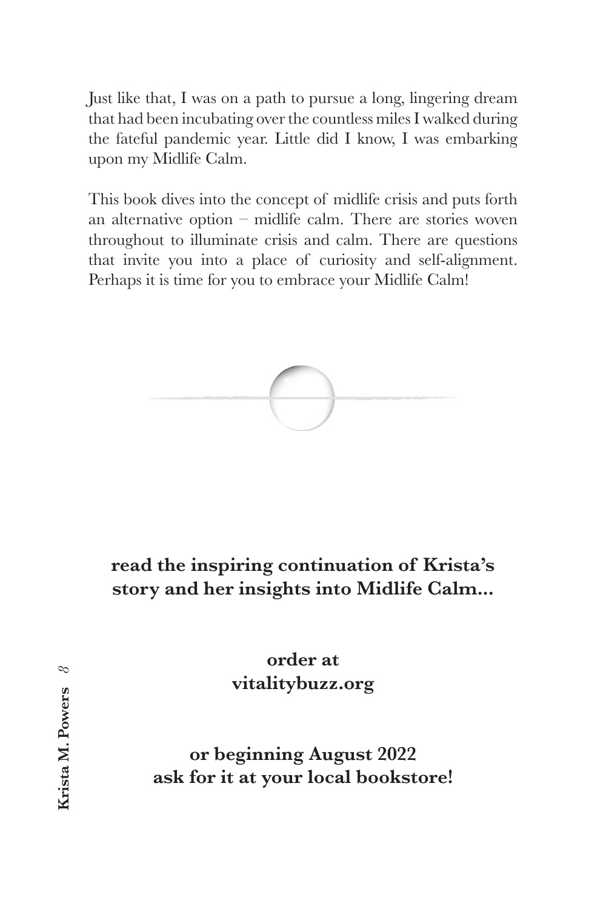Just like that, I was on a path to pursue a long, lingering dream that had been incubating over the countless miles I walked during the fateful pandemic year. Little did I know, I was embarking upon my Midlife Calm.

This book dives into the concept of midlife crisis and puts forth an alternative option – midlife calm. There are stories woven throughout to illuminate crisis and calm. There are questions that invite you into a place of curiosity and self-alignment. Perhaps it is time for you to embrace your Midlife Calm!

**read the inspiring continuation of Krista's story and her insights into Midlife Calm...**

**order at vitalitybuzz.org**

**or beginning August 2022 ask for it at your local bookstore!**